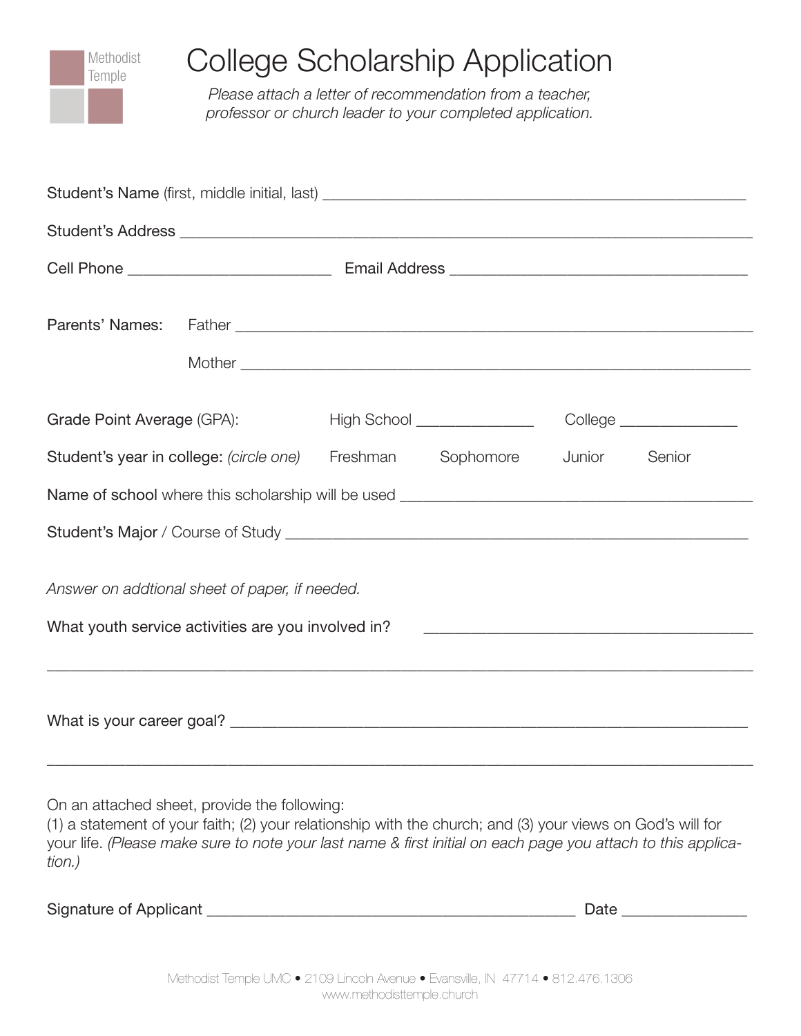Methodist Temple

# College Scholarship Application

*Please attach a letter of recommendation from a teacher, professor or church leader to your completed application.*

Student's Name (first, middle initial, last) ____________________________________________________

Student's Address ______________________________________________________________________

Cell Phone ________________________ Email Address ___________________________________

Parents' Names: Father ______________________________________________________________

Mother ______________________________________________________________

Grade Point Average (GPA): High School _____________ College _____________

Student's year in college: *(circle one)* Freshman Sophomore Junior Senior

Name of school where this scholarship will be used ______________________________________

Student's Major / Course of Study ________________________________________________________

*Answer on addtional sheet of paper, if needed.*

What youth service activities are you involved in? ______________________________________

__________________________________________________________________________________

What is your career goal? ________________________________________________________________

__________________________________________________________________________________

On an attached sheet, provide the following:
(1) a statement of your faith; (2) your relationship with the church; and (3) your views on God's will for your life. *(Please make sure to note your last name & first initial on each page you attach to this application.)*

Signature of Applicant ___________________________________________ Date _____________

Methodist Temple UMC • 2109 Lincoln Avenue • Evansville, IN 47714 • 812.476.1306
www.methodisttemple.church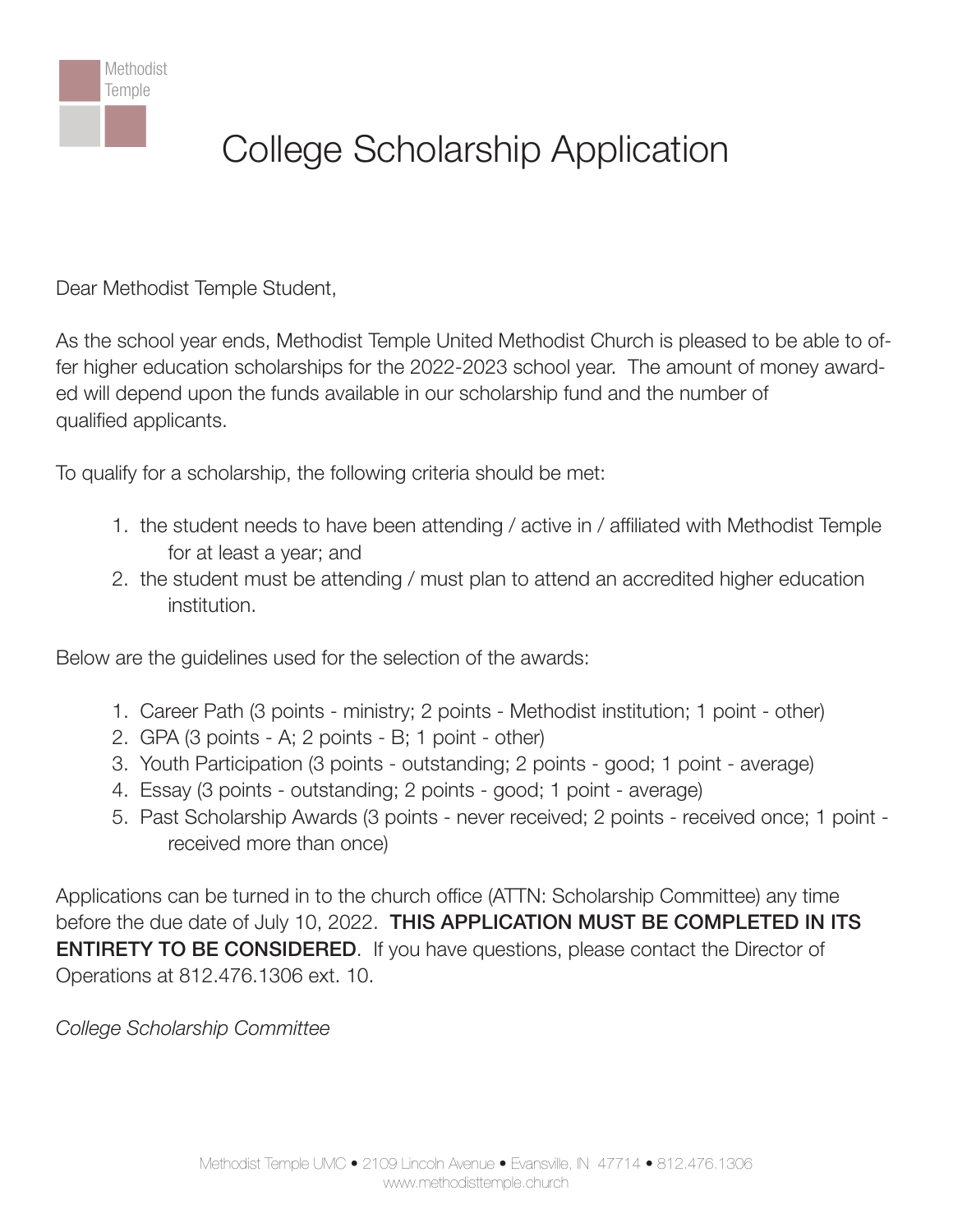Methodist Temple

# College Scholarship Application

Dear Methodist Temple Student,

As the school year ends, Methodist Temple United Methodist Church is pleased to be able to offer higher education scholarships for the 2022-2023 school year. The amount of money awarded will depend upon the funds available in our scholarship fund and the number of qualified applicants.

To qualify for a scholarship, the following criteria should be met:

1. the student needs to have been attending / active in / affiliated with Methodist Temple for at least a year; and
2. the student must be attending / must plan to attend an accredited higher education institution.

Below are the guidelines used for the selection of the awards:

1. Career Path (3 points - ministry; 2 points - Methodist institution; 1 point - other)
2. GPA (3 points - A; 2 points - B; 1 point - other)
3. Youth Participation (3 points - outstanding; 2 points - good; 1 point - average)
4. Essay (3 points - outstanding; 2 points - good; 1 point - average)
5. Past Scholarship Awards (3 points - never received; 2 points - received once; 1 point - received more than once)

Applications can be turned in to the church office (ATTN: Scholarship Committee) any time before the due date of July 10, 2022. **THIS APPLICATION MUST BE COMPLETED IN ITS ENTIRETY TO BE CONSIDERED**. If you have questions, please contact the Director of Operations at 812.476.1306 ext. 10.

*College Scholarship Committee*

Methodist Temple UMC • 2109 Lincoln Avenue • Evansville, IN 47714 • 812.476.1306
www.methodisttemple.church